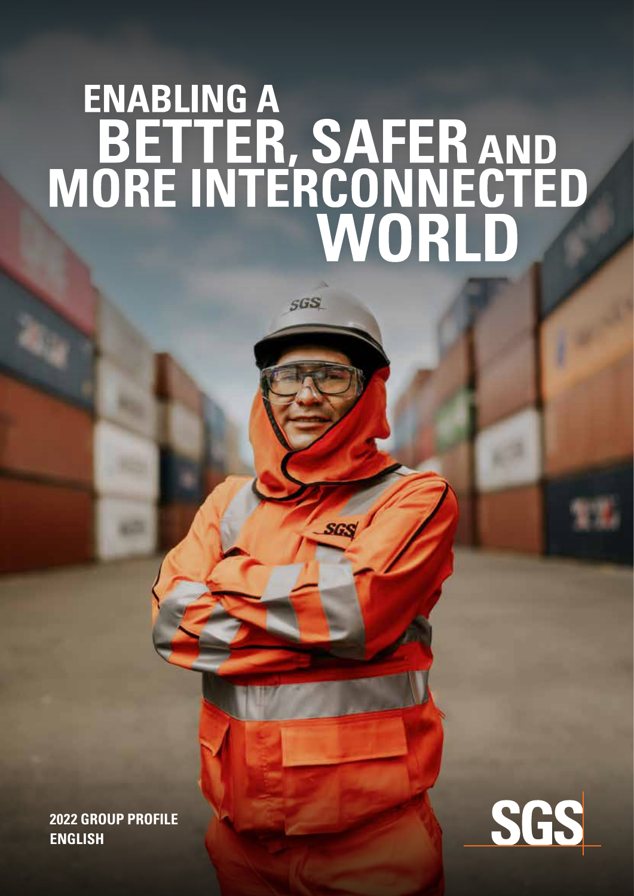# ENABLING A BETTER, SAFER AND MORE INTERCONNECTED WORLD

**2022 GROUP PROFILE**
**ENGLISH**

SGS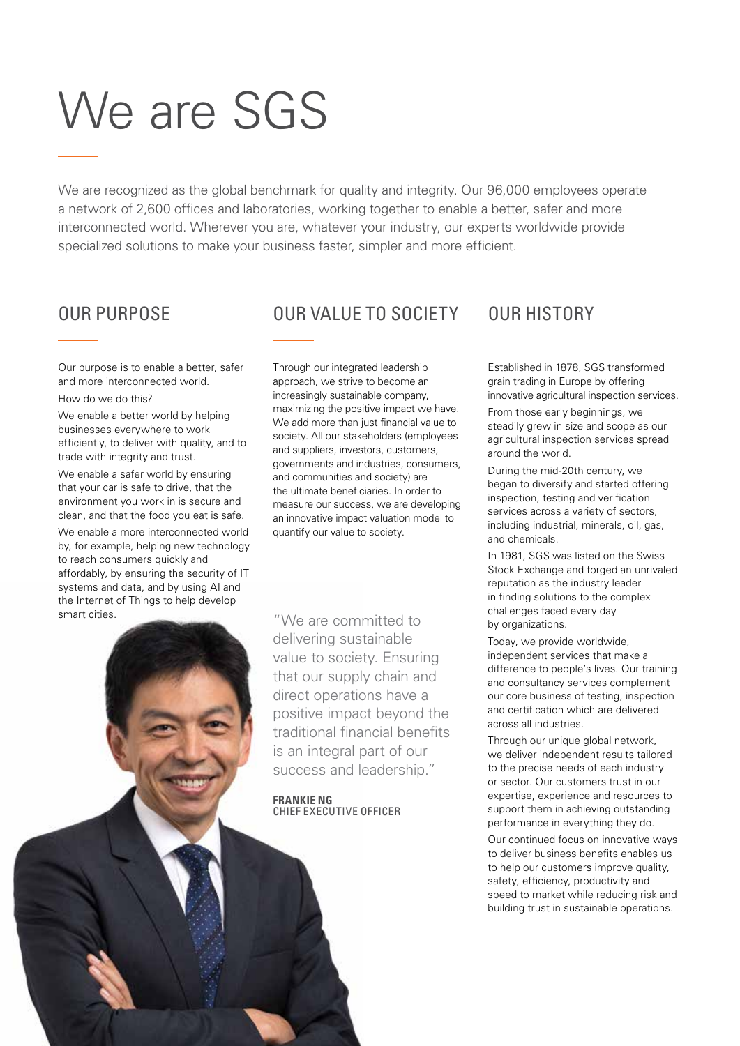# We are SGS

We are recognized as the global benchmark for quality and integrity. Our 96,000 employees operate a network of 2,600 offices and laboratories, working together to enable a better, safer and more interconnected world. Wherever you are, whatever your industry, our experts worldwide provide specialized solutions to make your business faster, simpler and more efficient.

## OUR PURPOSE

Our purpose is to enable a better, safer and more interconnected world.

How do we do this?

We enable a better world by helping businesses everywhere to work efficiently, to deliver with quality, and to trade with integrity and trust.

We enable a safer world by ensuring that your car is safe to drive, that the environment you work in is secure and clean, and that the food you eat is safe.

We enable a more interconnected world by, for example, helping new technology to reach consumers quickly and affordably, by ensuring the security of IT systems and data, and by using AI and the Internet of Things to help develop smart cities.

## OUR VALUE TO SOCIETY

Through our integrated leadership approach, we strive to become an increasingly sustainable company, maximizing the positive impact we have. We add more than just financial value to society. All our stakeholders (employees and suppliers, investors, customers, governments and industries, consumers, and communities and society) are the ultimate beneficiaries. In order to measure our success, we are developing an innovative impact valuation model to quantify our value to society.

"We are committed to delivering sustainable value to society. Ensuring that our supply chain and direct operations have a positive impact beyond the traditional financial benefits is an integral part of our success and leadership."

**FRANKIE NG**
CHIEF EXECUTIVE OFFICER

## OUR HISTORY

Established in 1878, SGS transformed grain trading in Europe by offering innovative agricultural inspection services.

From those early beginnings, we steadily grew in size and scope as our agricultural inspection services spread around the world.

During the mid-20th century, we began to diversify and started offering inspection, testing and verification services across a variety of sectors, including industrial, minerals, oil, gas, and chemicals.

In 1981, SGS was listed on the Swiss Stock Exchange and forged an unrivaled reputation as the industry leader in finding solutions to the complex challenges faced every day by organizations.

Today, we provide worldwide, independent services that make a difference to people's lives. Our training and consultancy services complement our core business of testing, inspection and certification which are delivered across all industries.

Through our unique global network, we deliver independent results tailored to the precise needs of each industry or sector. Our customers trust in our expertise, experience and resources to support them in achieving outstanding performance in everything they do.

Our continued focus on innovative ways to deliver business benefits enables us to help our customers improve quality, safety, efficiency, productivity and speed to market while reducing risk and building trust in sustainable operations.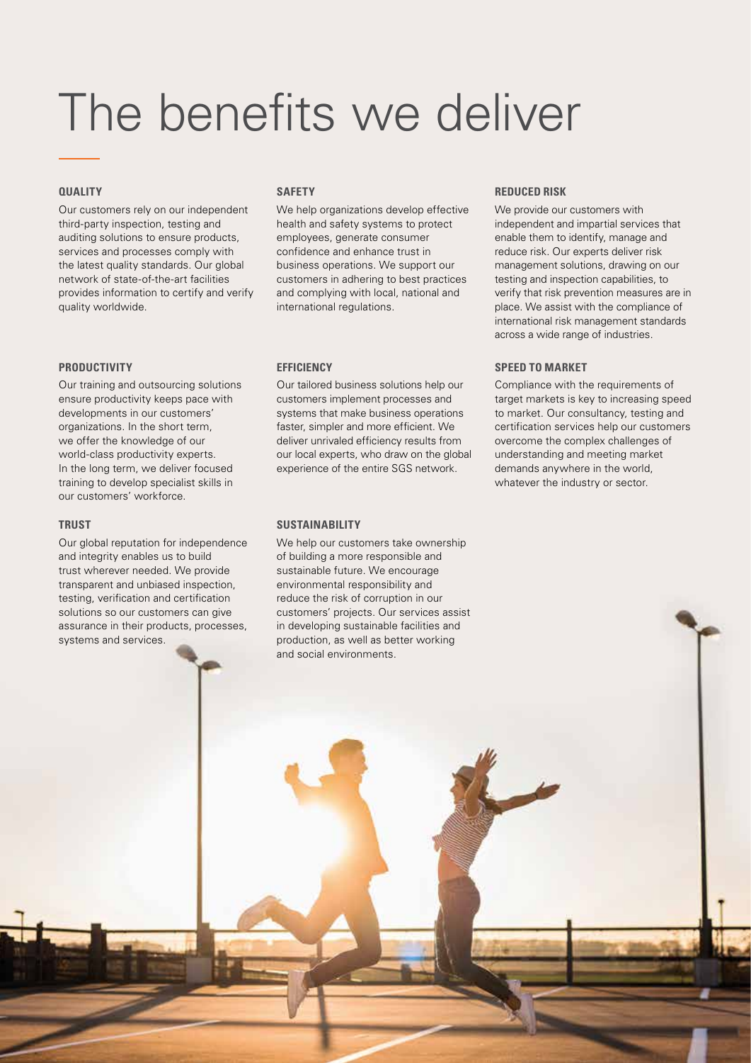# The benefits we deliver

### QUALITY

Our customers rely on our independent third-party inspection, testing and auditing solutions to ensure products, services and processes comply with the latest quality standards. Our global network of state-of-the-art facilities provides information to certify and verify quality worldwide.

### PRODUCTIVITY

Our training and outsourcing solutions ensure productivity keeps pace with developments in our customers' organizations. In the short term, we offer the knowledge of our world-class productivity experts. In the long term, we deliver focused training to develop specialist skills in our customers' workforce.

### TRUST

Our global reputation for independence and integrity enables us to build trust wherever needed. We provide transparent and unbiased inspection, testing, verification and certification solutions so our customers can give assurance in their products, processes, systems and services.

### SAFETY

We help organizations develop effective health and safety systems to protect employees, generate consumer confidence and enhance trust in business operations. We support our customers in adhering to best practices and complying with local, national and international regulations.

### EFFICIENCY

Our tailored business solutions help our customers implement processes and systems that make business operations faster, simpler and more efficient. We deliver unrivaled efficiency results from our local experts, who draw on the global experience of the entire SGS network.

### SUSTAINABILITY

We help our customers take ownership of building a more responsible and sustainable future. We encourage environmental responsibility and reduce the risk of corruption in our customers' projects. Our services assist in developing sustainable facilities and production, as well as better working and social environments.

### REDUCED RISK

We provide our customers with independent and impartial services that enable them to identify, manage and reduce risk. Our experts deliver risk management solutions, drawing on our testing and inspection capabilities, to verify that risk prevention measures are in place. We assist with the compliance of international risk management standards across a wide range of industries.

### SPEED TO MARKET

Compliance with the requirements of target markets is key to increasing speed to market. Our consultancy, testing and certification services help our customers overcome the complex challenges of understanding and meeting market demands anywhere in the world, whatever the industry or sector.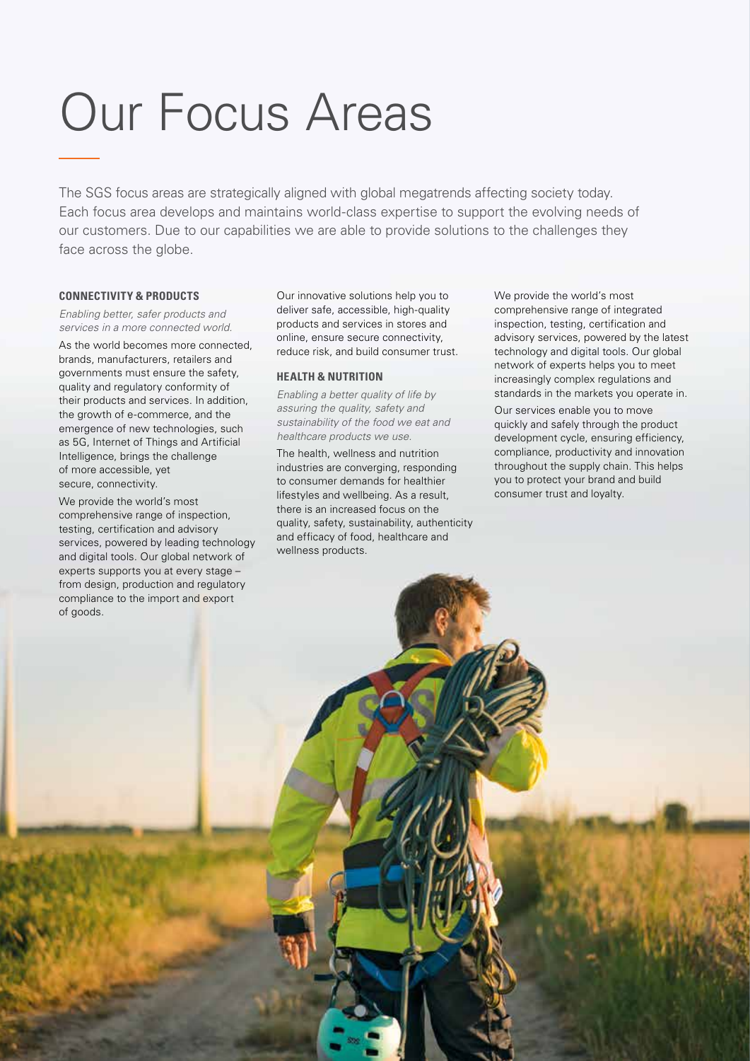# Our Focus Areas

The SGS focus areas are strategically aligned with global megatrends affecting society today. Each focus area develops and maintains world-class expertise to support the evolving needs of our customers. Due to our capabilities we are able to provide solutions to the challenges they face across the globe.

## CONNECTIVITY & PRODUCTS

*Enabling better, safer products and services in a more connected world.*

As the world becomes more connected, brands, manufacturers, retailers and governments must ensure the safety, quality and regulatory conformity of their products and services. In addition, the growth of e-commerce, and the emergence of new technologies, such as 5G, Internet of Things and Artificial Intelligence, brings the challenge of more accessible, yet secure, connectivity.

We provide the world's most comprehensive range of inspection, testing, certification and advisory services, powered by leading technology and digital tools. Our global network of experts supports you at every stage – from design, production and regulatory compliance to the import and export of goods.

Our innovative solutions help you to deliver safe, accessible, high-quality products and services in stores and online, ensure secure connectivity, reduce risk, and build consumer trust.

## HEALTH & NUTRITION

*Enabling a better quality of life by assuring the quality, safety and sustainability of the food we eat and healthcare products we use.*

The health, wellness and nutrition industries are converging, responding to consumer demands for healthier lifestyles and wellbeing. As a result, there is an increased focus on the quality, safety, sustainability, authenticity and efficacy of food, healthcare and wellness products.

We provide the world's most comprehensive range of integrated inspection, testing, certification and advisory services, powered by the latest technology and digital tools. Our global network of experts helps you to meet increasingly complex regulations and standards in the markets you operate in.

Our services enable you to move quickly and safely through the product development cycle, ensuring efficiency, compliance, productivity and innovation throughout the supply chain. This helps you to protect your brand and build consumer trust and loyalty.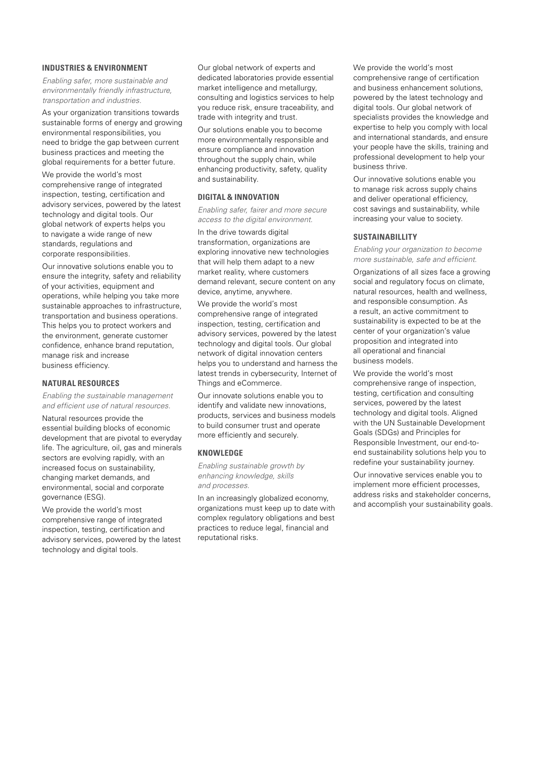## INDUSTRIES & ENVIRONMENT

*Enabling safer, more sustainable and environmentally friendly infrastructure, transportation and industries.*

As your organization transitions towards sustainable forms of energy and growing environmental responsibilities, you need to bridge the gap between current business practices and meeting the global requirements for a better future.

We provide the world's most comprehensive range of integrated inspection, testing, certification and advisory services, powered by the latest technology and digital tools. Our global network of experts helps you to navigate a wide range of new standards, regulations and corporate responsibilities.

Our innovative solutions enable you to ensure the integrity, safety and reliability of your activities, equipment and operations, while helping you take more sustainable approaches to infrastructure, transportation and business operations. This helps you to protect workers and the environment, generate customer confidence, enhance brand reputation, manage risk and increase business efficiency.

## NATURAL RESOURCES

*Enabling the sustainable management and efficient use of natural resources.*

Natural resources provide the essential building blocks of economic development that are pivotal to everyday life. The agriculture, oil, gas and minerals sectors are evolving rapidly, with an increased focus on sustainability, changing market demands, and environmental, social and corporate governance (ESG).

We provide the world's most comprehensive range of integrated inspection, testing, certification and advisory services, powered by the latest technology and digital tools.

Our global network of experts and dedicated laboratories provide essential market intelligence and metallurgy, consulting and logistics services to help you reduce risk, ensure traceability, and trade with integrity and trust.

Our solutions enable you to become more environmentally responsible and ensure compliance and innovation throughout the supply chain, while enhancing productivity, safety, quality and sustainability.

## DIGITAL & INNOVATION

*Enabling safer, fairer and more secure access to the digital environment.*

In the drive towards digital transformation, organizations are exploring innovative new technologies that will help them adapt to a new market reality, where customers demand relevant, secure content on any device, anytime, anywhere.

We provide the world's most comprehensive range of integrated inspection, testing, certification and advisory services, powered by the latest technology and digital tools. Our global network of digital innovation centers helps you to understand and harness the latest trends in cybersecurity, Internet of Things and eCommerce.

Our innovate solutions enable you to identify and validate new innovations, products, services and business models to build consumer trust and operate more efficiently and securely.

## KNOWLEDGE

*Enabling sustainable growth by enhancing knowledge, skills and processes.*

In an increasingly globalized economy, organizations must keep up to date with complex regulatory obligations and best practices to reduce legal, financial and reputational risks.

We provide the world's most comprehensive range of certification and business enhancement solutions, powered by the latest technology and digital tools. Our global network of specialists provides the knowledge and expertise to help you comply with local and international standards, and ensure your people have the skills, training and professional development to help your business thrive.

Our innovative solutions enable you to manage risk across supply chains and deliver operational efficiency, cost savings and sustainability, while increasing your value to society.

## SUSTAINABILLITY

*Enabling your organization to become more sustainable, safe and efficient.*

Organizations of all sizes face a growing social and regulatory focus on climate, natural resources, health and wellness, and responsible consumption. As a result, an active commitment to sustainability is expected to be at the center of your organization's value proposition and integrated into all operational and financial business models.

We provide the world's most comprehensive range of inspection, testing, certification and consulting services, powered by the latest technology and digital tools. Aligned with the UN Sustainable Development Goals (SDGs) and Principles for Responsible Investment, our end-to-end sustainability solutions help you to redefine your sustainability journey.

Our innovative services enable you to implement more efficient processes, address risks and stakeholder concerns, and accomplish your sustainability goals.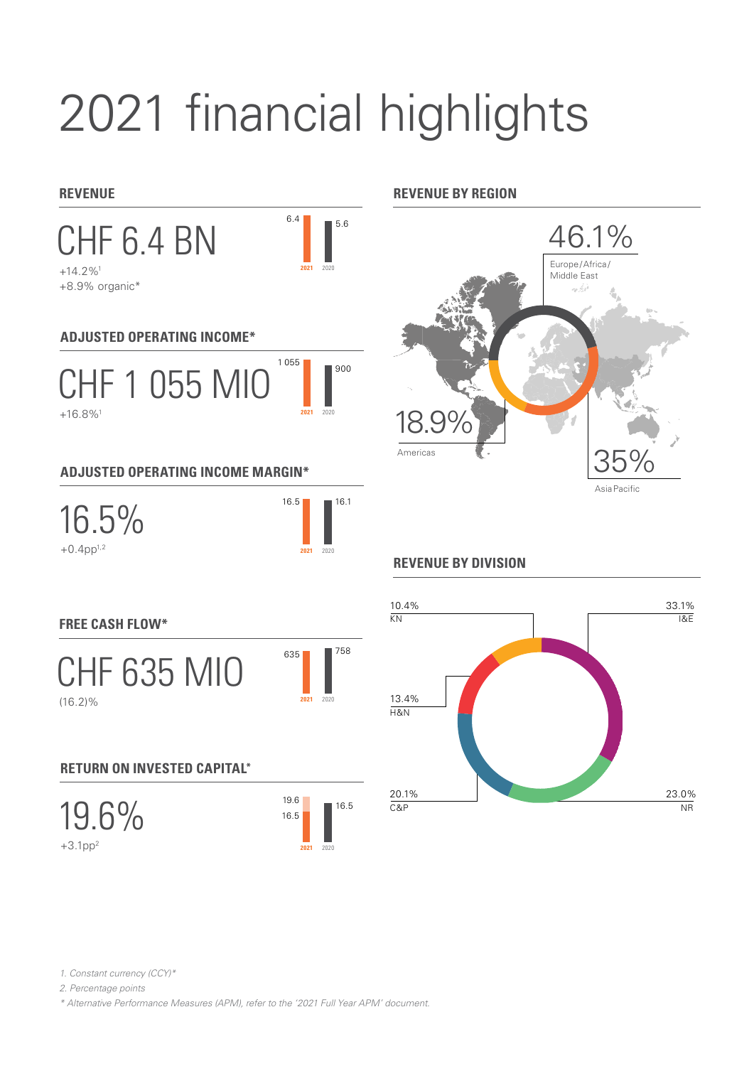# 2021 financial highlights

## REVENUE

CHF 6.4 BN

+14.2%[1]
+8.9% organic*

| 2021 | 2020 |
|---|---|
| 6.4 | 5.6 |

## ADJUSTED OPERATING INCOME*

CHF 1 055 MIO

+16.8%[1]

| 2021 | 2020 |
|---|---|
| 1 055 | 900 |

## ADJUSTED OPERATING INCOME MARGIN*

16.5%

+0.4pp[1,2]

| 2021 | 2020 |
|---|---|
| 16.5 | 16.1 |

## FREE CASH FLOW*

CHF 635 MIO

(16.2)%

| 2021 | 2020 |
|---|---|
| 635 | 758 |

## RETURN ON INVESTED CAPITAL*

19.6%

+3.1pp[2]

| 2021 | 2020 |
|---|---|
| 19.6 / 16.5 | 16.5 |

## REVENUE BY REGION

- 46.1% Europe/Africa/Middle East
- 18.9% Americas
- 35% Asia Pacific

## REVENUE BY DIVISION

- 10.4% KN
- 33.1% I&E
- 13.4% H&N
- 20.1% C&P
- 23.0% NR

*1. Constant currency (CCY)**

*2. Percentage points*

*\* Alternative Performance Measures (APM), refer to the '2021 Full Year APM' document.*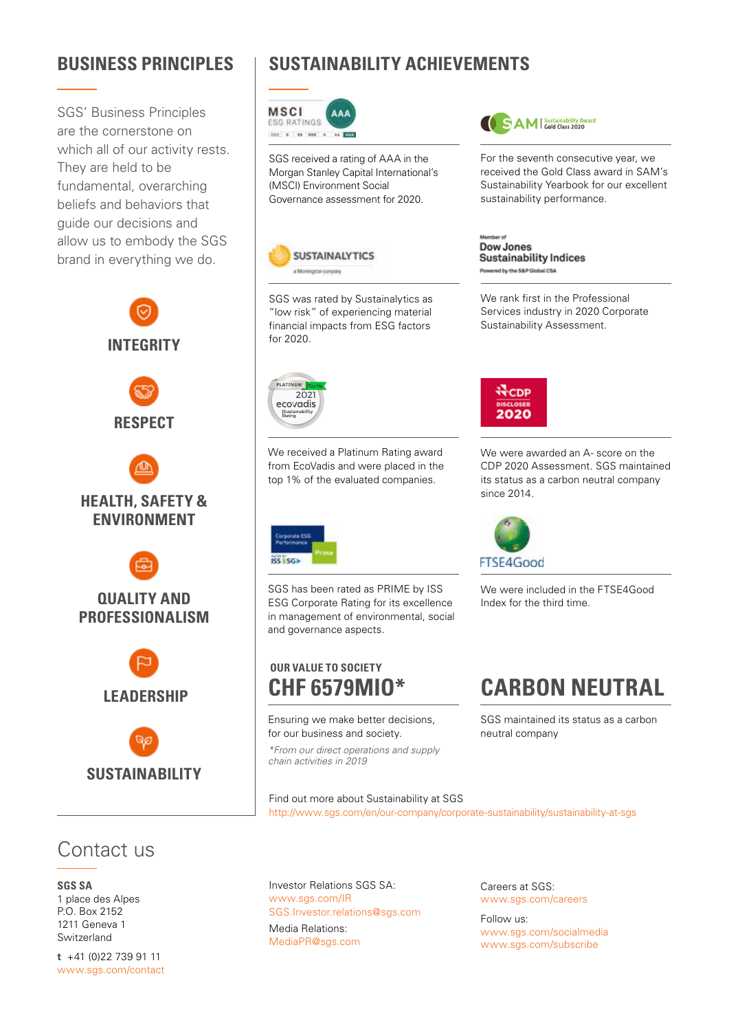## BUSINESS PRINCIPLES

SGS' Business Principles are the cornerstone on which all of our activity rests. They are held to be fundamental, overarching beliefs and behaviors that guide our decisions and allow us to embody the SGS brand in everything we do.

**INTEGRITY**

**RESPECT**

**HEALTH, SAFETY & ENVIRONMENT**

**QUALITY AND PROFESSIONALISM**

**LEADERSHIP**

**SUSTAINABILITY**

## SUSTAINABILITY ACHIEVEMENTS

SGS received a rating of AAA in the Morgan Stanley Capital International's (MSCI) Environment Social Governance assessment for 2020.

For the seventh consecutive year, we received the Gold Class award in SAM's Sustainability Yearbook for our excellent sustainability performance.

SGS was rated by Sustainalytics as "low risk" of experiencing material financial impacts from ESG factors for 2020.

We rank first in the Professional Services industry in 2020 Corporate Sustainability Assessment.

We received a Platinum Rating award from EcoVadis and were placed in the top 1% of the evaluated companies.

We were awarded an A- score on the CDP 2020 Assessment. SGS maintained its status as a carbon neutral company since 2014.

SGS has been rated as PRIME by ISS ESG Corporate Rating for its excellence in management of environmental, social and governance aspects.

We were included in the FTSE4Good Index for the third time.

### OUR VALUE TO SOCIETY

## CHF 6579MIO*

Ensuring we make better decisions, for our business and society.

*From our direct operations and supply chain activities in 2019*

## CARBON NEUTRAL

SGS maintained its status as a carbon neutral company

Find out more about Sustainability at SGS
http://www.sgs.com/en/our-company/corporate-sustainability/sustainability-at-sgs

# Contact us

**SGS SA**
1 place des Alpes
P.O. Box 2152
1211 Geneva 1
Switzerland

**t** +41 (0)22 739 91 11
www.sgs.com/contact

Investor Relations SGS SA:
www.sgs.com/IR
SGS.Investor.relations@sgs.com

Media Relations:
MediaPR@sgs.com

Careers at SGS:
www.sgs.com/careers

Follow us:
www.sgs.com/socialmedia
www.sgs.com/subscribe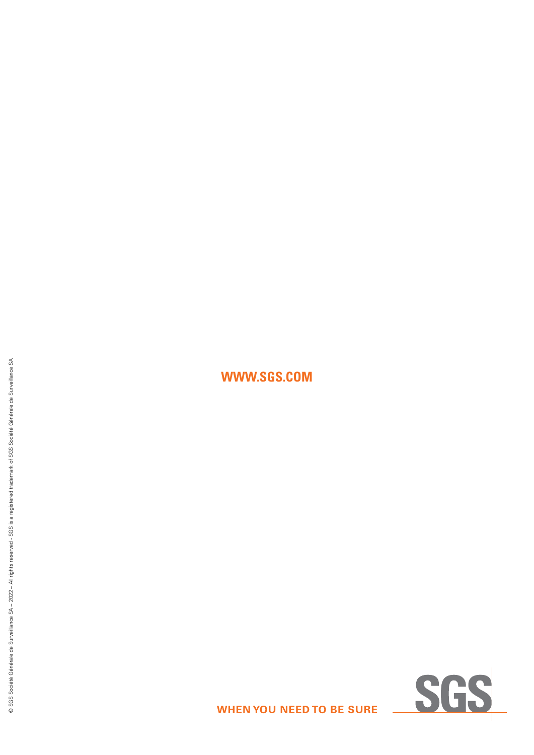WWW.SGS.COM

© SGS Société Générale de Surveillance SA – 2022 – All rights reserved - SGS is a registered trademark of SGS Société Générale de Surveillance SA

WHEN YOU NEED TO BE SURE

SGS